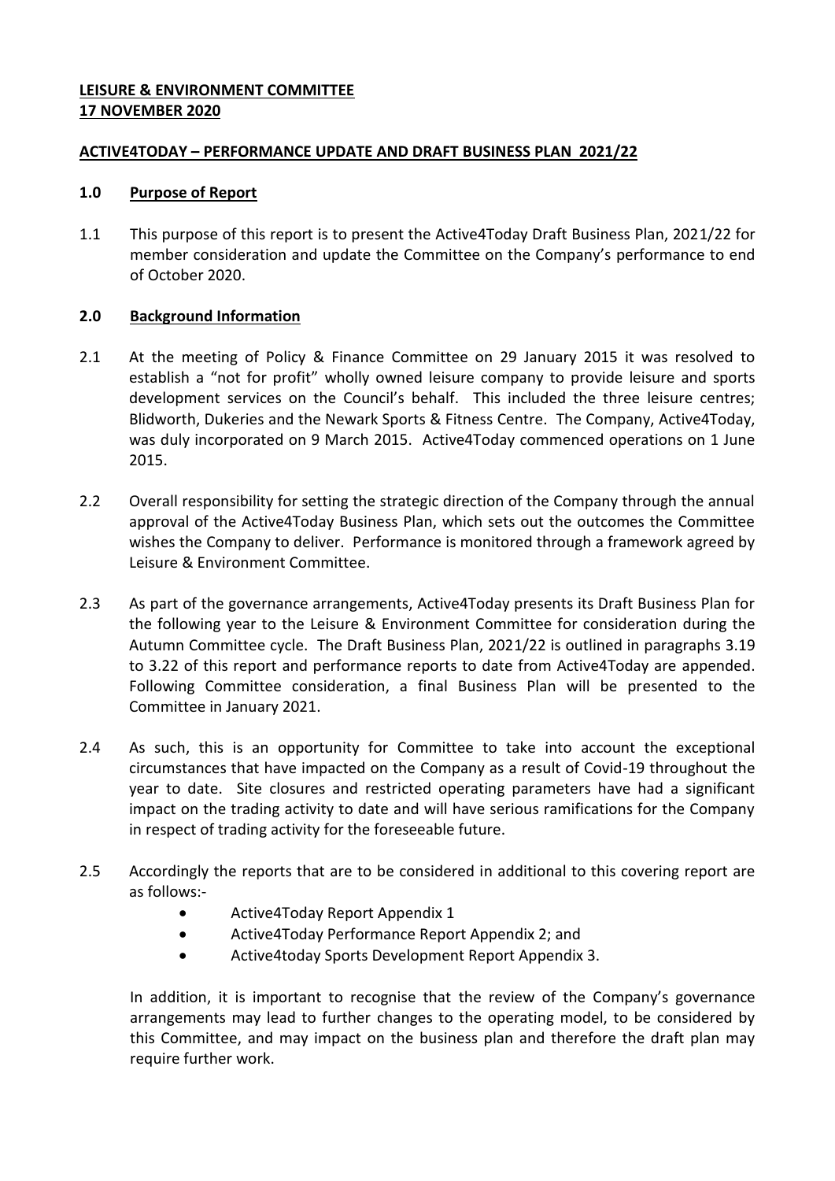**LEISURE & ENVIRONMENT COMMITTEE**
**17 NOVEMBER 2020**

**ACTIVE4TODAY – PERFORMANCE UPDATE AND DRAFT BUSINESS PLAN 2021/22**

## 1.0 Purpose of Report

1.1 This purpose of this report is to present the Active4Today Draft Business Plan, 2021/22 for member consideration and update the Committee on the Company's performance to end of October 2020.

## 2.0 Background Information

2.1 At the meeting of Policy & Finance Committee on 29 January 2015 it was resolved to establish a "not for profit" wholly owned leisure company to provide leisure and sports development services on the Council's behalf. This included the three leisure centres; Blidworth, Dukeries and the Newark Sports & Fitness Centre. The Company, Active4Today, was duly incorporated on 9 March 2015. Active4Today commenced operations on 1 June 2015.

2.2 Overall responsibility for setting the strategic direction of the Company through the annual approval of the Active4Today Business Plan, which sets out the outcomes the Committee wishes the Company to deliver. Performance is monitored through a framework agreed by Leisure & Environment Committee.

2.3 As part of the governance arrangements, Active4Today presents its Draft Business Plan for the following year to the Leisure & Environment Committee for consideration during the Autumn Committee cycle. The Draft Business Plan, 2021/22 is outlined in paragraphs 3.19 to 3.22 of this report and performance reports to date from Active4Today are appended. Following Committee consideration, a final Business Plan will be presented to the Committee in January 2021.

2.4 As such, this is an opportunity for Committee to take into account the exceptional circumstances that have impacted on the Company as a result of Covid-19 throughout the year to date. Site closures and restricted operating parameters have had a significant impact on the trading activity to date and will have serious ramifications for the Company in respect of trading activity for the foreseeable future.

2.5 Accordingly the reports that are to be considered in additional to this covering report are as follows:-

- Active4Today Report Appendix 1
- Active4Today Performance Report Appendix 2; and
- Active4today Sports Development Report Appendix 3.

In addition, it is important to recognise that the review of the Company's governance arrangements may lead to further changes to the operating model, to be considered by this Committee, and may impact on the business plan and therefore the draft plan may require further work.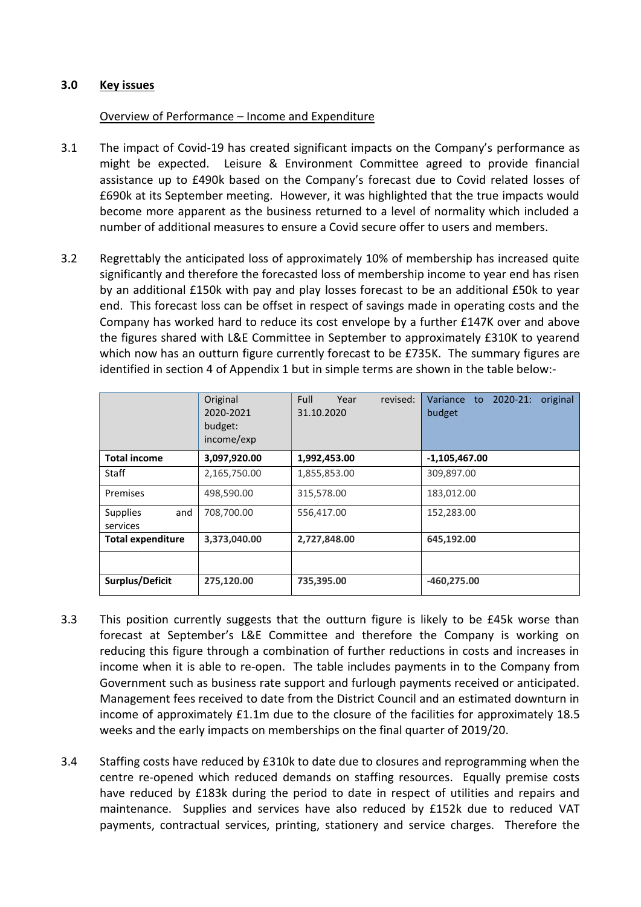## 3.0 Key issues

Overview of Performance – Income and Expenditure

3.1 The impact of Covid-19 has created significant impacts on the Company's performance as might be expected. Leisure & Environment Committee agreed to provide financial assistance up to £490k based on the Company's forecast due to Covid related losses of £690k at its September meeting. However, it was highlighted that the true impacts would become more apparent as the business returned to a level of normality which included a number of additional measures to ensure a Covid secure offer to users and members.

3.2 Regrettably the anticipated loss of approximately 10% of membership has increased quite significantly and therefore the forecasted loss of membership income to year end has risen by an additional £150k with pay and play losses forecast to be an additional £50k to year end. This forecast loss can be offset in respect of savings made in operating costs and the Company has worked hard to reduce its cost envelope by a further £147K over and above the figures shared with L&E Committee in September to approximately £310K to yearend which now has an outturn figure currently forecast to be £735K. The summary figures are identified in section 4 of Appendix 1 but in simple terms are shown in the table below:-

| | Original 2020-2021 budget: income/exp | Full Year revised: 31.10.2020 | Variance to 2020-21: original budget |
|---|---|---|---|
| **Total income** | **3,097,920.00** | **1,992,453.00** | **-1,105,467.00** |
| Staff | 2,165,750.00 | 1,855,853.00 | 309,897.00 |
| Premises | 498,590.00 | 315,578.00 | 183,012.00 |
| Supplies and services | 708,700.00 | 556,417.00 | 152,283.00 |
| **Total expenditure** | **3,373,040.00** | **2,727,848.00** | **645,192.00** |
| | | | |
| **Surplus/Deficit** | **275,120.00** | **735,395.00** | **-460,275.00** |

3.3 This position currently suggests that the outturn figure is likely to be £45k worse than forecast at September's L&E Committee and therefore the Company is working on reducing this figure through a combination of further reductions in costs and increases in income when it is able to re-open. The table includes payments in to the Company from Government such as business rate support and furlough payments received or anticipated. Management fees received to date from the District Council and an estimated downturn in income of approximately £1.1m due to the closure of the facilities for approximately 18.5 weeks and the early impacts on memberships on the final quarter of 2019/20.

3.4 Staffing costs have reduced by £310k to date due to closures and reprogramming when the centre re-opened which reduced demands on staffing resources. Equally premise costs have reduced by £183k during the period to date in respect of utilities and repairs and maintenance. Supplies and services have also reduced by £152k due to reduced VAT payments, contractual services, printing, stationery and service charges. Therefore the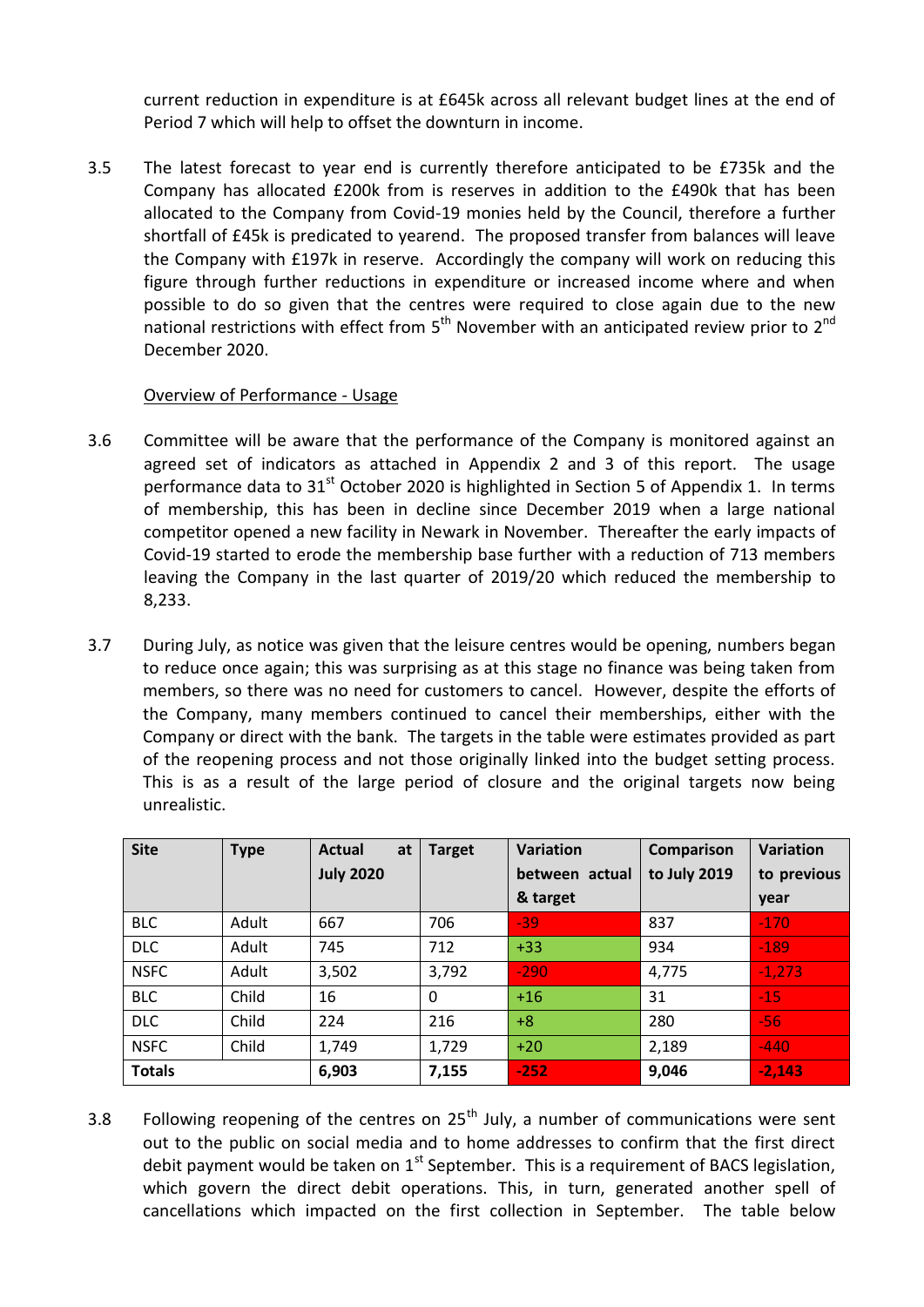current reduction in expenditure is at £645k across all relevant budget lines at the end of Period 7 which will help to offset the downturn in income.

3.5 The latest forecast to year end is currently therefore anticipated to be £735k and the Company has allocated £200k from is reserves in addition to the £490k that has been allocated to the Company from Covid-19 monies held by the Council, therefore a further shortfall of £45k is predicated to yearend. The proposed transfer from balances will leave the Company with £197k in reserve. Accordingly the company will work on reducing this figure through further reductions in expenditure or increased income where and when possible to do so given that the centres were required to close again due to the new national restrictions with effect from 5th November with an anticipated review prior to 2nd December 2020.

Overview of Performance - Usage

3.6 Committee will be aware that the performance of the Company is monitored against an agreed set of indicators as attached in Appendix 2 and 3 of this report. The usage performance data to 31st October 2020 is highlighted in Section 5 of Appendix 1. In terms of membership, this has been in decline since December 2019 when a large national competitor opened a new facility in Newark in November. Thereafter the early impacts of Covid-19 started to erode the membership base further with a reduction of 713 members leaving the Company in the last quarter of 2019/20 which reduced the membership to 8,233.

3.7 During July, as notice was given that the leisure centres would be opening, numbers began to reduce once again; this was surprising as at this stage no finance was being taken from members, so there was no need for customers to cancel. However, despite the efforts of the Company, many members continued to cancel their memberships, either with the Company or direct with the bank. The targets in the table were estimates provided as part of the reopening process and not those originally linked into the budget setting process. This is as a result of the large period of closure and the original targets now being unrealistic.

| Site | Type | Actual at July 2020 | Target | Variation between actual & target | Comparison to July 2019 | Variation to previous year |
|---|---|---|---|---|---|---|
| BLC | Adult | 667 | 706 | -39 | 837 | -170 |
| DLC | Adult | 745 | 712 | +33 | 934 | -189 |
| NSFC | Adult | 3,502 | 3,792 | -290 | 4,775 | -1,273 |
| BLC | Child | 16 | 0 | +16 | 31 | -15 |
| DLC | Child | 224 | 216 | +8 | 280 | -56 |
| NSFC | Child | 1,749 | 1,729 | +20 | 2,189 | -440 |
| **Totals** | | **6,903** | **7,155** | **-252** | **9,046** | **-2,143** |

3.8 Following reopening of the centres on 25th July, a number of communications were sent out to the public on social media and to home addresses to confirm that the first direct debit payment would be taken on 1st September. This is a requirement of BACS legislation, which govern the direct debit operations. This, in turn, generated another spell of cancellations which impacted on the first collection in September. The table below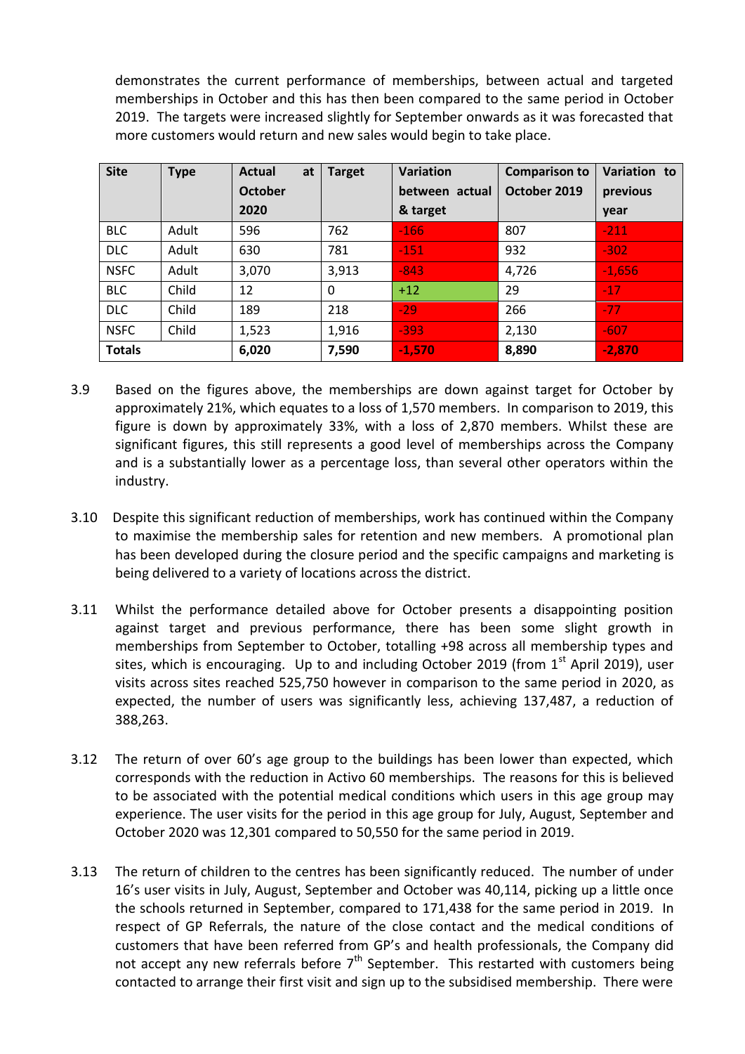demonstrates the current performance of memberships, between actual and targeted memberships in October and this has then been compared to the same period in October 2019. The targets were increased slightly for September onwards as it was forecasted that more customers would return and new sales would begin to take place.

| Site | Type | Actual at October 2020 | Target | Variation between actual & target | Comparison to October 2019 | Variation to previous year |
|---|---|---|---|---|---|---|
| BLC | Adult | 596 | 762 | -166 | 807 | -211 |
| DLC | Adult | 630 | 781 | -151 | 932 | -302 |
| NSFC | Adult | 3,070 | 3,913 | -843 | 4,726 | -1,656 |
| BLC | Child | 12 | 0 | +12 | 29 | -17 |
| DLC | Child | 189 | 218 | -29 | 266 | -77 |
| NSFC | Child | 1,523 | 1,916 | -393 | 2,130 | -607 |
| **Totals** | | **6,020** | **7,590** | **-1,570** | **8,890** | **-2,870** |

3.9 Based on the figures above, the memberships are down against target for October by approximately 21%, which equates to a loss of 1,570 members. In comparison to 2019, this figure is down by approximately 33%, with a loss of 2,870 members. Whilst these are significant figures, this still represents a good level of memberships across the Company and is a substantially lower as a percentage loss, than several other operators within the industry.

3.10 Despite this significant reduction of memberships, work has continued within the Company to maximise the membership sales for retention and new members. A promotional plan has been developed during the closure period and the specific campaigns and marketing is being delivered to a variety of locations across the district.

3.11 Whilst the performance detailed above for October presents a disappointing position against target and previous performance, there has been some slight growth in memberships from September to October, totalling +98 across all membership types and sites, which is encouraging. Up to and including October 2019 (from 1st April 2019), user visits across sites reached 525,750 however in comparison to the same period in 2020, as expected, the number of users was significantly less, achieving 137,487, a reduction of 388,263.

3.12 The return of over 60's age group to the buildings has been lower than expected, which corresponds with the reduction in Activo 60 memberships. The reasons for this is believed to be associated with the potential medical conditions which users in this age group may experience. The user visits for the period in this age group for July, August, September and October 2020 was 12,301 compared to 50,550 for the same period in 2019.

3.13 The return of children to the centres has been significantly reduced. The number of under 16's user visits in July, August, September and October was 40,114, picking up a little once the schools returned in September, compared to 171,438 for the same period in 2019. In respect of GP Referrals, the nature of the close contact and the medical conditions of customers that have been referred from GP's and health professionals, the Company did not accept any new referrals before 7th September. This restarted with customers being contacted to arrange their first visit and sign up to the subsidised membership. There were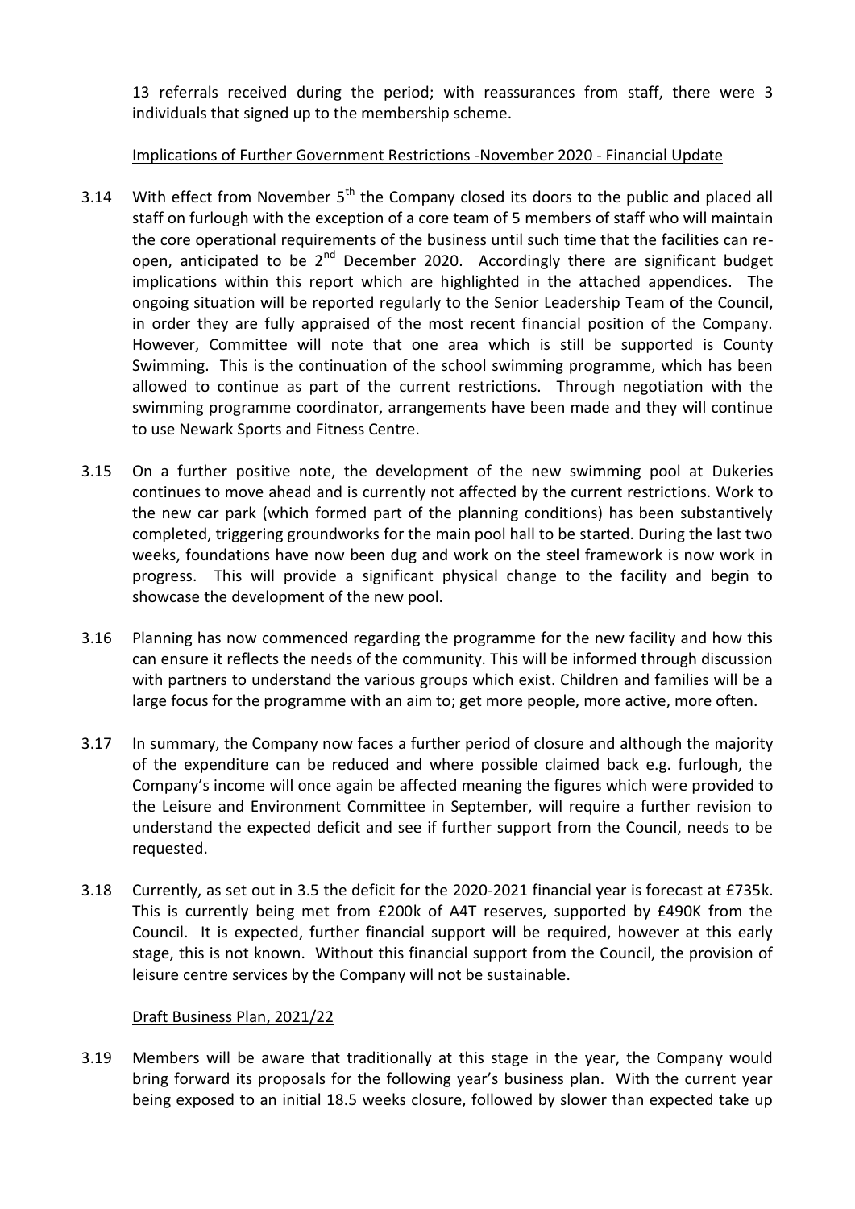13 referrals received during the period; with reassurances from staff, there were 3 individuals that signed up to the membership scheme.

Implications of Further Government Restrictions -November 2020 - Financial Update

3.14 With effect from November 5th the Company closed its doors to the public and placed all staff on furlough with the exception of a core team of 5 members of staff who will maintain the core operational requirements of the business until such time that the facilities can re-open, anticipated to be 2nd December 2020. Accordingly there are significant budget implications within this report which are highlighted in the attached appendices. The ongoing situation will be reported regularly to the Senior Leadership Team of the Council, in order they are fully appraised of the most recent financial position of the Company. However, Committee will note that one area which is still be supported is County Swimming. This is the continuation of the school swimming programme, which has been allowed to continue as part of the current restrictions. Through negotiation with the swimming programme coordinator, arrangements have been made and they will continue to use Newark Sports and Fitness Centre.

3.15 On a further positive note, the development of the new swimming pool at Dukeries continues to move ahead and is currently not affected by the current restrictions. Work to the new car park (which formed part of the planning conditions) has been substantively completed, triggering groundworks for the main pool hall to be started. During the last two weeks, foundations have now been dug and work on the steel framework is now work in progress. This will provide a significant physical change to the facility and begin to showcase the development of the new pool.

3.16 Planning has now commenced regarding the programme for the new facility and how this can ensure it reflects the needs of the community. This will be informed through discussion with partners to understand the various groups which exist. Children and families will be a large focus for the programme with an aim to; get more people, more active, more often.

3.17 In summary, the Company now faces a further period of closure and although the majority of the expenditure can be reduced and where possible claimed back e.g. furlough, the Company's income will once again be affected meaning the figures which were provided to the Leisure and Environment Committee in September, will require a further revision to understand the expected deficit and see if further support from the Council, needs to be requested.

3.18 Currently, as set out in 3.5 the deficit for the 2020-2021 financial year is forecast at £735k. This is currently being met from £200k of A4T reserves, supported by £490K from the Council. It is expected, further financial support will be required, however at this early stage, this is not known. Without this financial support from the Council, the provision of leisure centre services by the Company will not be sustainable.

Draft Business Plan, 2021/22

3.19 Members will be aware that traditionally at this stage in the year, the Company would bring forward its proposals for the following year's business plan. With the current year being exposed to an initial 18.5 weeks closure, followed by slower than expected take up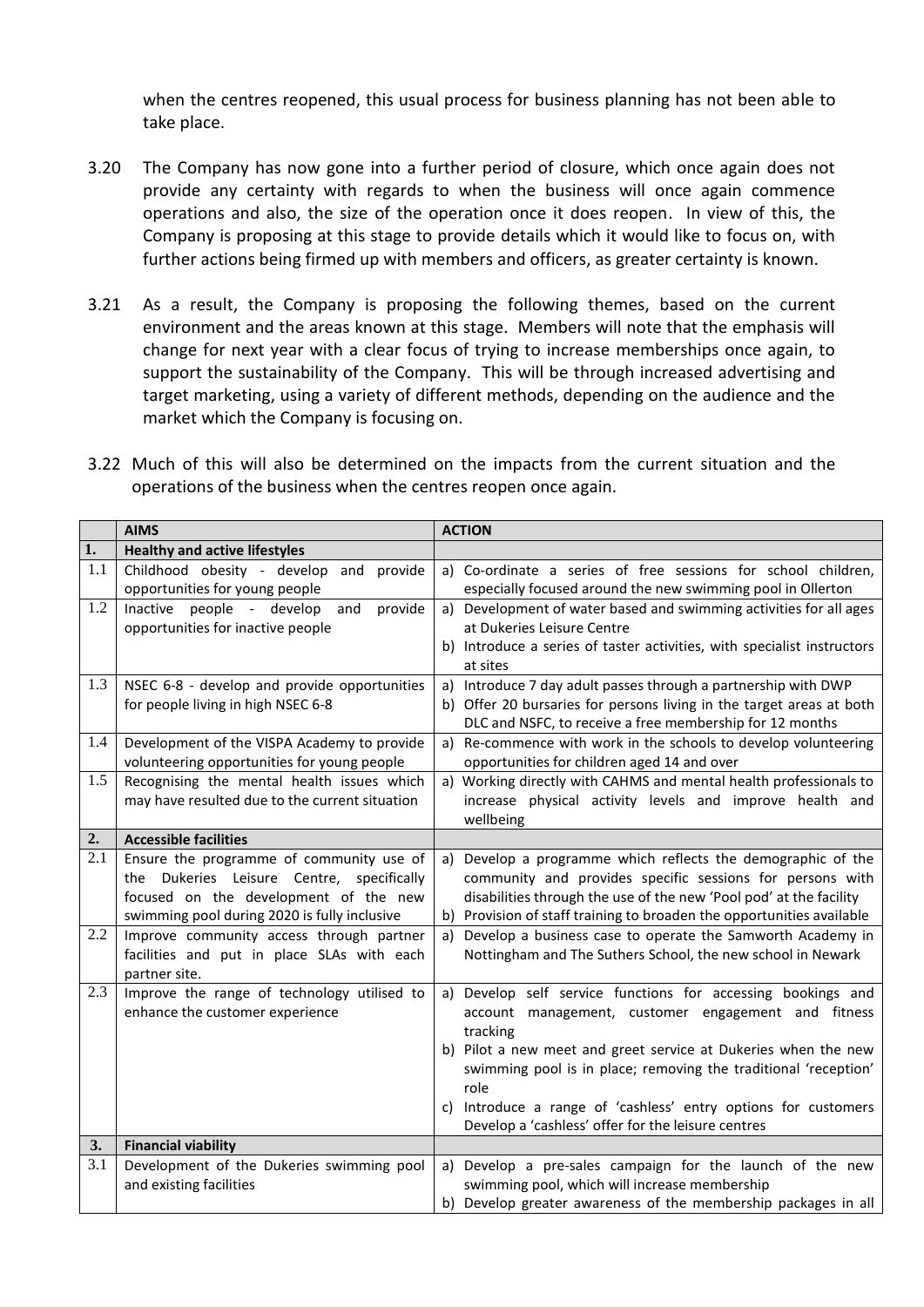when the centres reopened, this usual process for business planning has not been able to take place.

3.20 The Company has now gone into a further period of closure, which once again does not provide any certainty with regards to when the business will once again commence operations and also, the size of the operation once it does reopen. In view of this, the Company is proposing at this stage to provide details which it would like to focus on, with further actions being firmed up with members and officers, as greater certainty is known.

3.21 As a result, the Company is proposing the following themes, based on the current environment and the areas known at this stage. Members will note that the emphasis will change for next year with a clear focus of trying to increase memberships once again, to support the sustainability of the Company. This will be through increased advertising and target marketing, using a variety of different methods, depending on the audience and the market which the Company is focusing on.

3.22 Much of this will also be determined on the impacts from the current situation and the operations of the business when the centres reopen once again.

| | **AIMS** | **ACTION** |
|---|---|---|
| **1.** | **Healthy and active lifestyles** | |
| 1.1 | Childhood obesity - develop and provide opportunities for young people | a) Co-ordinate a series of free sessions for school children, especially focused around the new swimming pool in Ollerton |
| 1.2 | Inactive people - develop and provide opportunities for inactive people | a) Development of water based and swimming activities for all ages at Dukeries Leisure Centre<br>b) Introduce a series of taster activities, with specialist instructors at sites |
| 1.3 | NSEC 6-8 - develop and provide opportunities for people living in high NSEC 6-8 | a) Introduce 7 day adult passes through a partnership with DWP<br>b) Offer 20 bursaries for persons living in the target areas at both DLC and NSFC, to receive a free membership for 12 months |
| 1.4 | Development of the VISPA Academy to provide volunteering opportunities for young people | a) Re-commence with work in the schools to develop volunteering opportunities for children aged 14 and over |
| 1.5 | Recognising the mental health issues which may have resulted due to the current situation | a) Working directly with CAHMS and mental health professionals to increase physical activity levels and improve health and wellbeing |
| **2.** | **Accessible facilities** | |
| 2.1 | Ensure the programme of community use of the Dukeries Leisure Centre, specifically focused on the development of the new swimming pool during 2020 is fully inclusive | a) Develop a programme which reflects the demographic of the community and provides specific sessions for persons with disabilities through the use of the new 'Pool pod' at the facility<br>b) Provision of staff training to broaden the opportunities available |
| 2.2 | Improve community access through partner facilities and put in place SLAs with each partner site. | a) Develop a business case to operate the Samworth Academy in Nottingham and The Suthers School, the new school in Newark |
| 2.3 | Improve the range of technology utilised to enhance the customer experience | a) Develop self service functions for accessing bookings and account management, customer engagement and fitness tracking<br>b) Pilot a new meet and greet service at Dukeries when the new swimming pool is in place; removing the traditional 'reception' role<br>c) Introduce a range of 'cashless' entry options for customers Develop a 'cashless' offer for the leisure centres |
| **3.** | **Financial viability** | |
| 3.1 | Development of the Dukeries swimming pool and existing facilities | a) Develop a pre-sales campaign for the launch of the new swimming pool, which will increase membership<br>b) Develop greater awareness of the membership packages in all |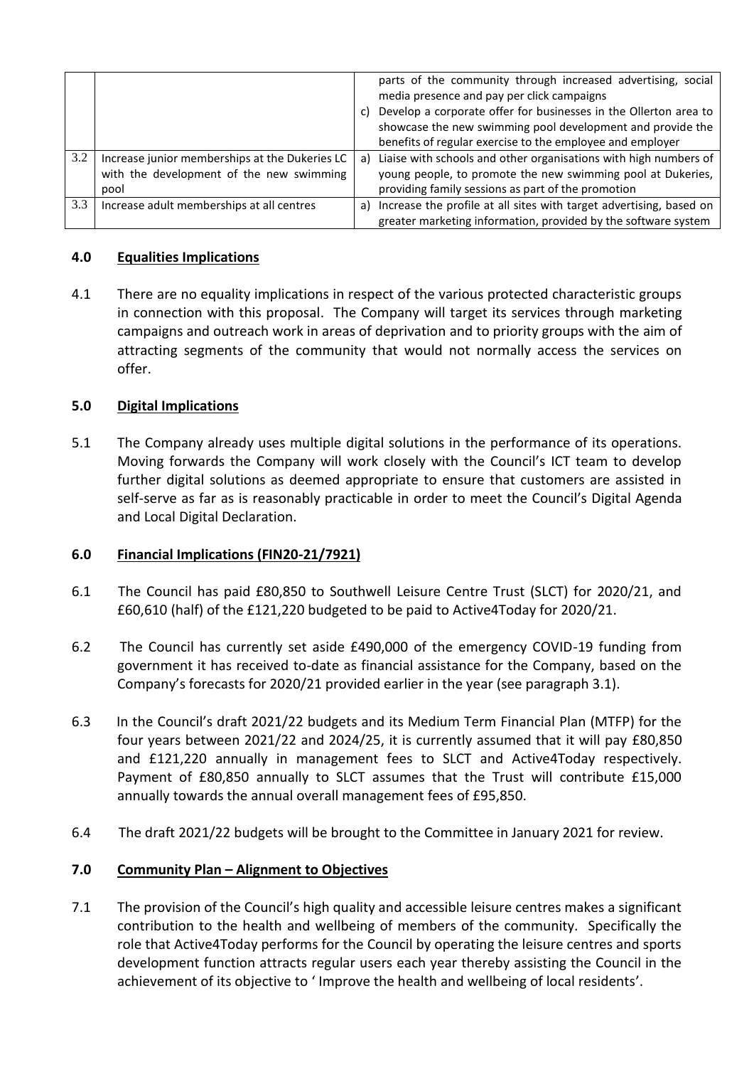| | | |
|---|---|---|
| | | parts of the community through increased advertising, social media presence and pay per click campaigns<br>c) Develop a corporate offer for businesses in the Ollerton area to showcase the new swimming pool development and provide the benefits of regular exercise to the employee and employer |
| 3.2 | Increase junior memberships at the Dukeries LC with the development of the new swimming pool | a) Liaise with schools and other organisations with high numbers of young people, to promote the new swimming pool at Dukeries, providing family sessions as part of the promotion |
| 3.3 | Increase adult memberships at all centres | a) Increase the profile at all sites with target advertising, based on greater marketing information, provided by the software system |

## 4.0 Equalities Implications

4.1 There are no equality implications in respect of the various protected characteristic groups in connection with this proposal. The Company will target its services through marketing campaigns and outreach work in areas of deprivation and to priority groups with the aim of attracting segments of the community that would not normally access the services on offer.

## 5.0 Digital Implications

5.1 The Company already uses multiple digital solutions in the performance of its operations. Moving forwards the Company will work closely with the Council's ICT team to develop further digital solutions as deemed appropriate to ensure that customers are assisted in self-serve as far as is reasonably practicable in order to meet the Council's Digital Agenda and Local Digital Declaration.

## 6.0 Financial Implications (FIN20-21/7921)

6.1 The Council has paid £80,850 to Southwell Leisure Centre Trust (SLCT) for 2020/21, and £60,610 (half) of the £121,220 budgeted to be paid to Active4Today for 2020/21.

6.2 The Council has currently set aside £490,000 of the emergency COVID-19 funding from government it has received to-date as financial assistance for the Company, based on the Company's forecasts for 2020/21 provided earlier in the year (see paragraph 3.1).

6.3 In the Council's draft 2021/22 budgets and its Medium Term Financial Plan (MTFP) for the four years between 2021/22 and 2024/25, it is currently assumed that it will pay £80,850 and £121,220 annually in management fees to SLCT and Active4Today respectively. Payment of £80,850 annually to SLCT assumes that the Trust will contribute £15,000 annually towards the annual overall management fees of £95,850.

6.4 The draft 2021/22 budgets will be brought to the Committee in January 2021 for review.

## 7.0 Community Plan – Alignment to Objectives

7.1 The provision of the Council's high quality and accessible leisure centres makes a significant contribution to the health and wellbeing of members of the community. Specifically the role that Active4Today performs for the Council by operating the leisure centres and sports development function attracts regular users each year thereby assisting the Council in the achievement of its objective to ' Improve the health and wellbeing of local residents'.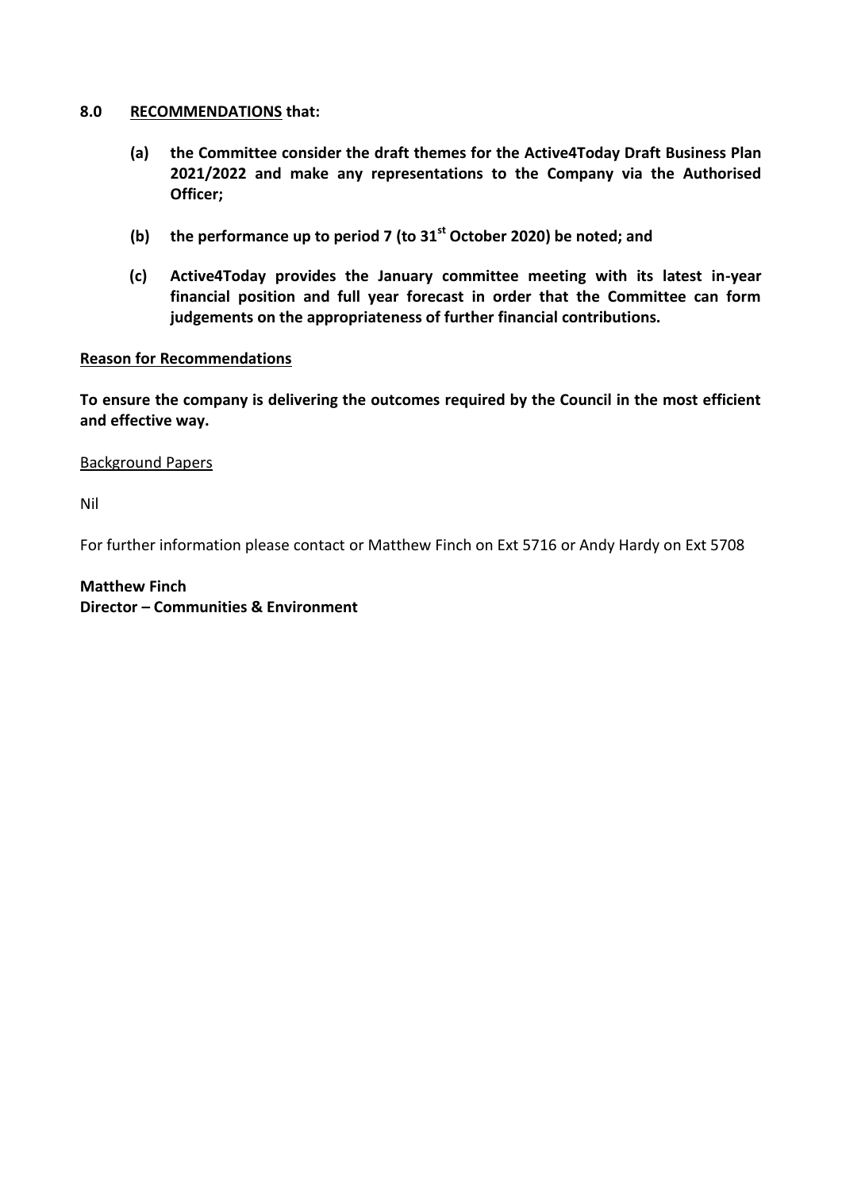## 8.0 RECOMMENDATIONS that:

**(a) the Committee consider the draft themes for the Active4Today Draft Business Plan 2021/2022 and make any representations to the Company via the Authorised Officer;**

**(b) the performance up to period 7 (to 31st October 2020) be noted; and**

**(c) Active4Today provides the January committee meeting with its latest in-year financial position and full year forecast in order that the Committee can form judgements on the appropriateness of further financial contributions.**

**Reason for Recommendations**

**To ensure the company is delivering the outcomes required by the Council in the most efficient and effective way.**

Background Papers

Nil

For further information please contact or Matthew Finch on Ext 5716 or Andy Hardy on Ext 5708

**Matthew Finch**
**Director – Communities & Environment**